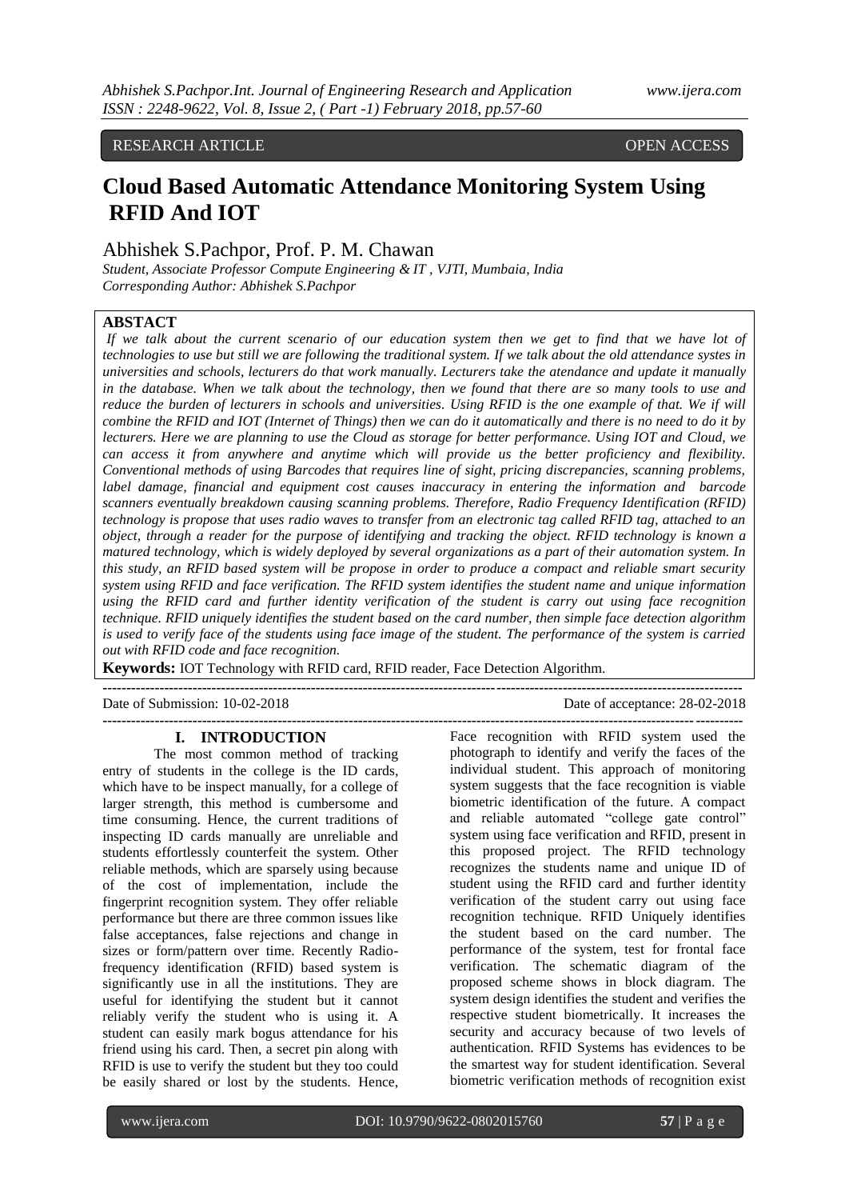RESEARCH ARTICLE OPEN ACCESS

# Cloud Based Automatic Attendance Monitoring System Using RFID And IOT

Abhishek S.Pachpor, Prof. P. M. Chawan

*Student, Associate Professor Compute Engineering & IT , VJTI, Mumbaia, India*
*Corresponding Author: Abhishek S.Pachpor*

**ABSTACT**

*If we talk about the current scenario of our education system then we get to find that we have lot of technologies to use but still we are following the traditional system. If we talk about the old attendance systes in universities and schools, lecturers do that work manually. Lecturers take the atendance and update it manually in the database. When we talk about the technology, then we found that there are so many tools to use and reduce the burden of lecturers in schools and universities. Using RFID is the one example of that. We if will combine the RFID and IOT (Internet of Things) then we can do it automatically and there is no need to do it by lecturers. Here we are planning to use the Cloud as storage for better performance. Using IOT and Cloud, we can access it from anywhere and anytime which will provide us the better proficiency and flexibility. Conventional methods of using Barcodes that requires line of sight, pricing discrepancies, scanning problems, label damage, financial and equipment cost causes inaccuracy in entering the information and barcode scanners eventually breakdown causing scanning problems. Therefore, Radio Frequency Identification (RFID) technology is propose that uses radio waves to transfer from an electronic tag called RFID tag, attached to an object, through a reader for the purpose of identifying and tracking the object. RFID technology is known a matured technology, which is widely deployed by several organizations as a part of their automation system. In this study, an RFID based system will be propose in order to produce a compact and reliable smart security system using RFID and face verification. The RFID system identifies the student name and unique information using the RFID card and further identity verification of the student is carry out using face recognition technique. RFID uniquely identifies the student based on the card number, then simple face detection algorithm is used to verify face of the students using face image of the student. The performance of the system is carried out with RFID code and face recognition.*

**Keywords:** IOT Technology with RFID card, RFID reader, Face Detection Algorithm.

---

Date of Submission: 10-02-2018 Date of acceptance: 28-02-2018

---

## I. INTRODUCTION

The most common method of tracking entry of students in the college is the ID cards, which have to be inspect manually, for a college of larger strength, this method is cumbersome and time consuming. Hence, the current traditions of inspecting ID cards manually are unreliable and students effortlessly counterfeit the system. Other reliable methods, which are sparsely using because of the cost of implementation, include the fingerprint recognition system. They offer reliable performance but there are three common issues like false acceptances, false rejections and change in sizes or form/pattern over time. Recently Radio-frequency identification (RFID) based system is significantly use in all the institutions. They are useful for identifying the student but it cannot reliably verify the student who is using it. A student can easily mark bogus attendance for his friend using his card. Then, a secret pin along with RFID is use to verify the student but they too could be easily shared or lost by the students. Hence, Face recognition with RFID system used the photograph to identify and verify the faces of the individual student. This approach of monitoring system suggests that the face recognition is viable biometric identification of the future. A compact and reliable automated "college gate control" system using face verification and RFID, present in this proposed project. The RFID technology recognizes the students name and unique ID of student using the RFID card and further identity verification of the student carry out using face recognition technique. RFID Uniquely identifies the student based on the card number. The performance of the system, test for frontal face verification. The schematic diagram of the proposed scheme shows in block diagram. The system design identifies the student and verifies the respective student biometrically. It increases the security and accuracy because of two levels of authentication. RFID Systems has evidences to be the smartest way for student identification. Several biometric verification methods of recognition exist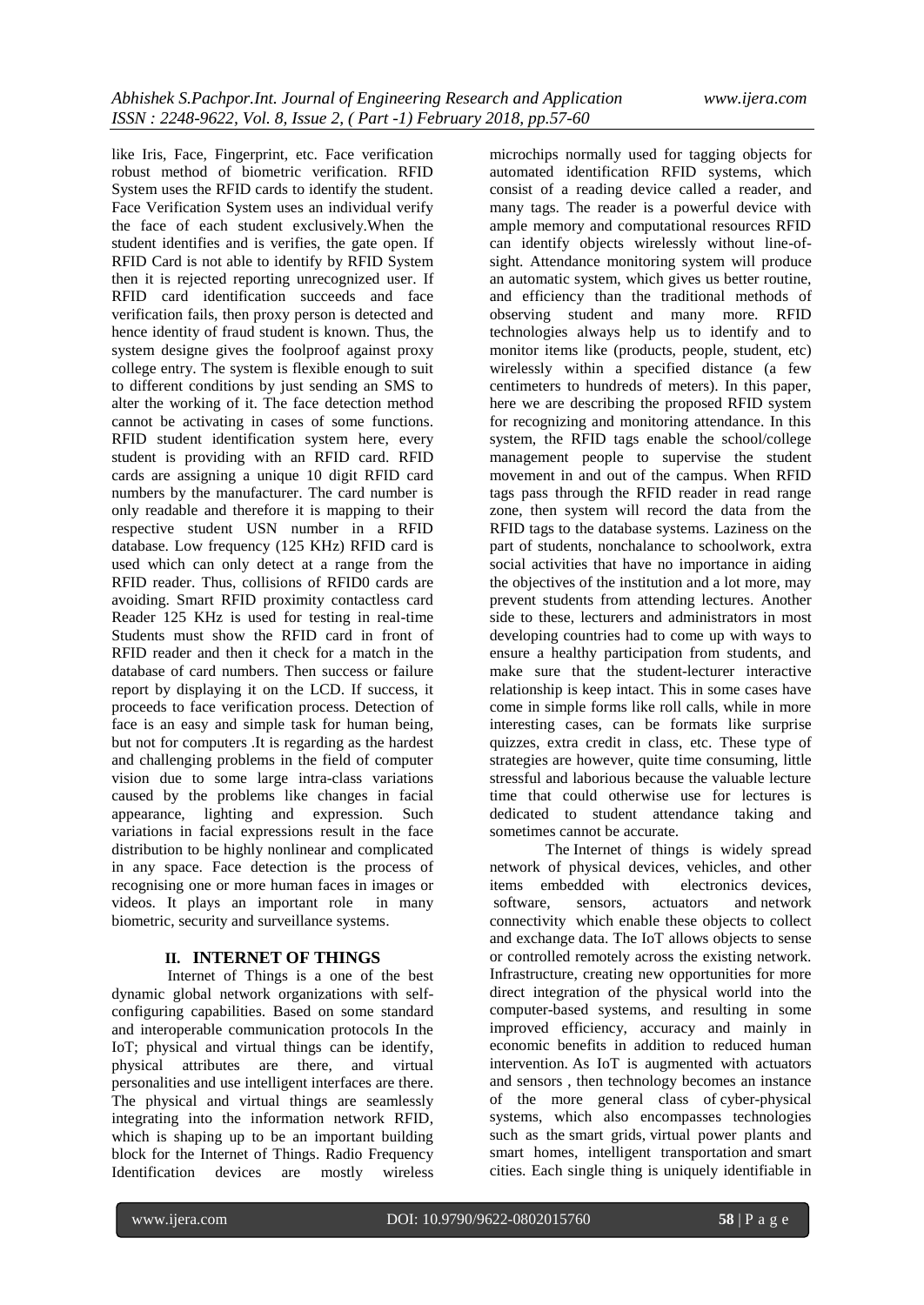like Iris, Face, Fingerprint, etc. Face verification robust method of biometric verification. RFID System uses the RFID cards to identify the student. Face Verification System uses an individual verify the face of each student exclusively.When the student identifies and is verifies, the gate open. If RFID Card is not able to identify by RFID System then it is rejected reporting unrecognized user. If RFID card identification succeeds and face verification fails, then proxy person is detected and hence identity of fraud student is known. Thus, the system designe gives the foolproof against proxy college entry. The system is flexible enough to suit to different conditions by just sending an SMS to alter the working of it. The face detection method cannot be activating in cases of some functions. RFID student identification system here, every student is providing with an RFID card. RFID cards are assigning a unique 10 digit RFID card numbers by the manufacturer. The card number is only readable and therefore it is mapping to their respective student USN number in a RFID database. Low frequency (125 KHz) RFID card is used which can only detect at a range from the RFID reader. Thus, collisions of RFID0 cards are avoiding. Smart RFID proximity contactless card Reader 125 KHz is used for testing in real-time Students must show the RFID card in front of RFID reader and then it check for a match in the database of card numbers. Then success or failure report by displaying it on the LCD. If success, it proceeds to face verification process. Detection of face is an easy and simple task for human being, but not for computers .It is regarding as the hardest and challenging problems in the field of computer vision due to some large intra-class variations caused by the problems like changes in facial appearance, lighting and expression. Such variations in facial expressions result in the face distribution to be highly nonlinear and complicated in any space. Face detection is the process of recognising one or more human faces in images or videos. It plays an important role in many biometric, security and surveillance systems.

## II. INTERNET OF THINGS

Internet of Things is a one of the best dynamic global network organizations with self-configuring capabilities. Based on some standard and interoperable communication protocols In the IoT; physical and virtual things can be identify, physical attributes are there, and virtual personalities and use intelligent interfaces are there. The physical and virtual things are seamlessly integrating into the information network RFID, which is shaping up to be an important building block for the Internet of Things. Radio Frequency Identification devices are mostly wireless microchips normally used for tagging objects for automated identification RFID systems, which consist of a reading device called a reader, and many tags. The reader is a powerful device with ample memory and computational resources RFID can identify objects wirelessly without line-of-sight. Attendance monitoring system will produce an automatic system, which gives us better routine, and efficiency than the traditional methods of observing student and many more. RFID technologies always help us to identify and to monitor items like (products, people, student, etc) wirelessly within a specified distance (a few centimeters to hundreds of meters). In this paper, here we are describing the proposed RFID system for recognizing and monitoring attendance. In this system, the RFID tags enable the school/college management people to supervise the student movement in and out of the campus. When RFID tags pass through the RFID reader in read range zone, then system will record the data from the RFID tags to the database systems. Laziness on the part of students, nonchalance to schoolwork, extra social activities that have no importance in aiding the objectives of the institution and a lot more, may prevent students from attending lectures. Another side to these, lecturers and administrators in most developing countries had to come up with ways to ensure a healthy participation from students, and make sure that the student-lecturer interactive relationship is keep intact. This in some cases have come in simple forms like roll calls, while in more interesting cases, can be formats like surprise quizzes, extra credit in class, etc. These type of strategies are however, quite time consuming, little stressful and laborious because the valuable lecture time that could otherwise use for lectures is dedicated to student attendance taking and sometimes cannot be accurate.

The Internet of things is widely spread network of physical devices, vehicles, and other items embedded with electronics devices, software, sensors, actuators and network connectivity which enable these objects to collect and exchange data. The IoT allows objects to sense or controlled remotely across the existing network. Infrastructure, creating new opportunities for more direct integration of the physical world into the computer-based systems, and resulting in some improved efficiency, accuracy and mainly in economic benefits in addition to reduced human intervention. As IoT is augmented with actuators and sensors , then technology becomes an instance of the more general class of cyber-physical systems, which also encompasses technologies such as the smart grids, virtual power plants and smart homes, intelligent transportation and smart cities. Each single thing is uniquely identifiable in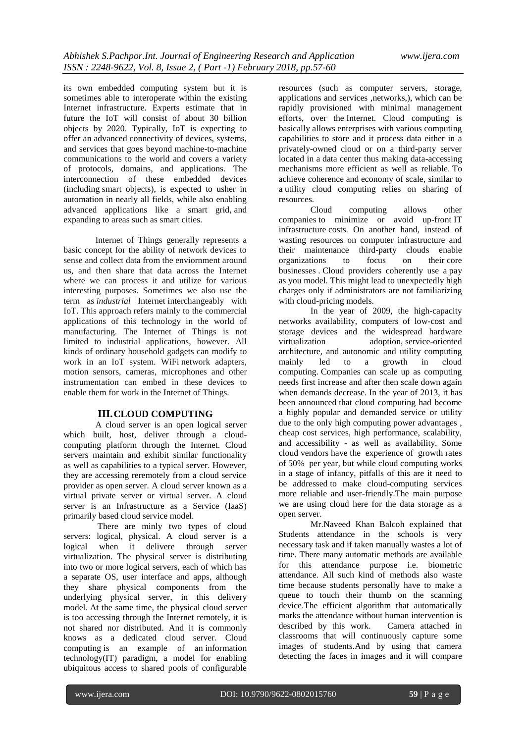its own embedded computing system but it is sometimes able to interoperate within the existing Internet infrastructure. Experts estimate that in future the IoT will consist of about 30 billion objects by 2020. Typically, IoT is expecting to offer an advanced connectivity of devices, systems, and services that goes beyond machine-to-machine communications to the world and covers a variety of protocols, domains, and applications. The interconnection of these embedded devices (including smart objects), is expected to usher in automation in nearly all fields, while also enabling advanced applications like a smart grid, and expanding to areas such as smart cities.

Internet of Things generally represents a basic concept for the ability of network devices to sense and collect data from the enviornment around us, and then share that data across the Internet where we can process it and utilize for various interesting purposes. Sometimes we also use the term as *industrial* Internet interchangeably with IoT. This approach refers mainly to the commercial applications of this technology in the world of manufacturing. The Internet of Things is not limited to industrial applications, however. All kinds of ordinary household gadgets can modify to work in an IoT system. WiFi network adapters, motion sensors, cameras, microphones and other instrumentation can embed in these devices to enable them for work in the Internet of Things.

## III. CLOUD COMPUTING

A cloud server is an open logical server which built, host, deliver through a cloud-computing platform through the Internet. Cloud servers maintain and exhibit similar functionality as well as capabilities to a typical server. However, they are accessing reremotely from a cloud service provider as open server. A cloud server known as a virtual private server or virtual server. A cloud server is an Infrastructure as a Service (IaaS) primarily based cloud service model.

There are minly two types of cloud servers: logical, physical. A cloud server is a logical when it delivere through server virtualization. The physical server is distributing into two or more logical servers, each of which has a separate OS, user interface and apps, although they share physical components from the underlying physical server, in this delivery model. At the same time, the physical cloud server is too accessing through the Internet remotely, it is not shared nor distributed. And it is commonly knows as a dedicated cloud server. Cloud computing is an example of an information technology(IT) paradigm, a model for enabling ubiquitous access to shared pools of configurable resources (such as computer servers, storage, applications and services ,networks,), which can be rapidly provisioned with minimal management efforts, over the Internet. Cloud computing is basically allows enterprises with various computing capabilities to store and it process data either in a privately-owned cloud or on a third-party server located in a data center thus making data-accessing mechanisms more efficient as well as reliable. To achieve coherence and economy of scale, similar to a utility cloud computing relies on sharing of resources.

Cloud computing allows other companies to minimize or avoid up-front IT infrastructure costs. On another hand, instead of wasting resources on computer infrastructure and their maintenance third-party clouds enable organizations to focus on their core businesses . Cloud providers coherently use a pay as you model. This might lead to unexpectedly high charges only if administrators are not familiarizing with cloud-pricing models.

In the year of 2009, the high-capacity networks availability, computers of low-cost and storage devices and the widespread hardware virtualization adoption, service-oriented architecture, and autonomic and utility computing mainly led to a growth in cloud computing. Companies can scale up as computing needs first increase and after then scale down again when demands decrease. In the year of 2013, it has been announced that cloud computing had become a highly popular and demanded service or utility due to the only high computing power advantages , cheap cost services, high performance, scalability, and accessibility - as well as availability. Some cloud vendors have the experience of growth rates of 50% per year, but while cloud computing works in a stage of infancy, pitfalls of this are it need to be addressed to make cloud-computing services more reliable and user-friendly.The main purpose we are using cloud here for the data storage as a open server.

Mr.Naveed Khan Balcoh explained that Students attendance in the schools is very necessary task and if taken manually wastes a lot of time. There many automatic methods are available for this attendance purpose i.e. biometric attendance. All such kind of methods also waste time because students personally have to make a queue to touch their thumb on the scanning device.The efficient algorithm that automatically marks the attendance without human intervention is described by this work. Camera attached in classrooms that will continuously capture some images of students.And by using that camera detecting the faces in images and it will compare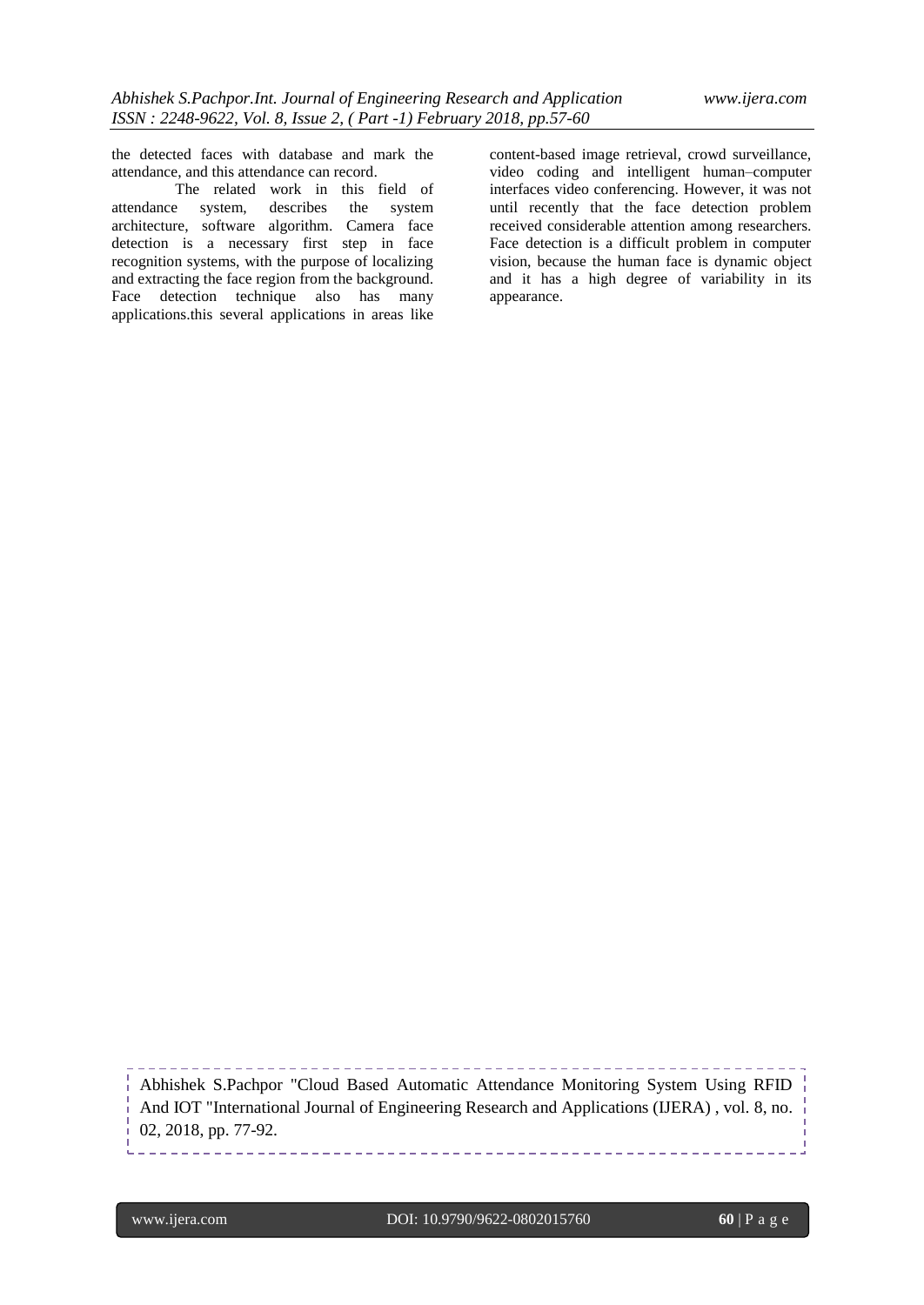the detected faces with database and mark the attendance, and this attendance can record.

The related work in this field of attendance system, describes the system architecture, software algorithm. Camera face detection is a necessary first step in face recognition systems, with the purpose of localizing and extracting the face region from the background. Face detection technique also has many applications.this several applications in areas like content-based image retrieval, crowd surveillance, video coding and intelligent human–computer interfaces video conferencing. However, it was not until recently that the face detection problem received considerable attention among researchers. Face detection is a difficult problem in computer vision, because the human face is dynamic object and it has a high degree of variability in its appearance.

Abhishek S.Pachpor "Cloud Based Automatic Attendance Monitoring System Using RFID And IOT "International Journal of Engineering Research and Applications (IJERA) , vol. 8, no. 02, 2018, pp. 77-92.